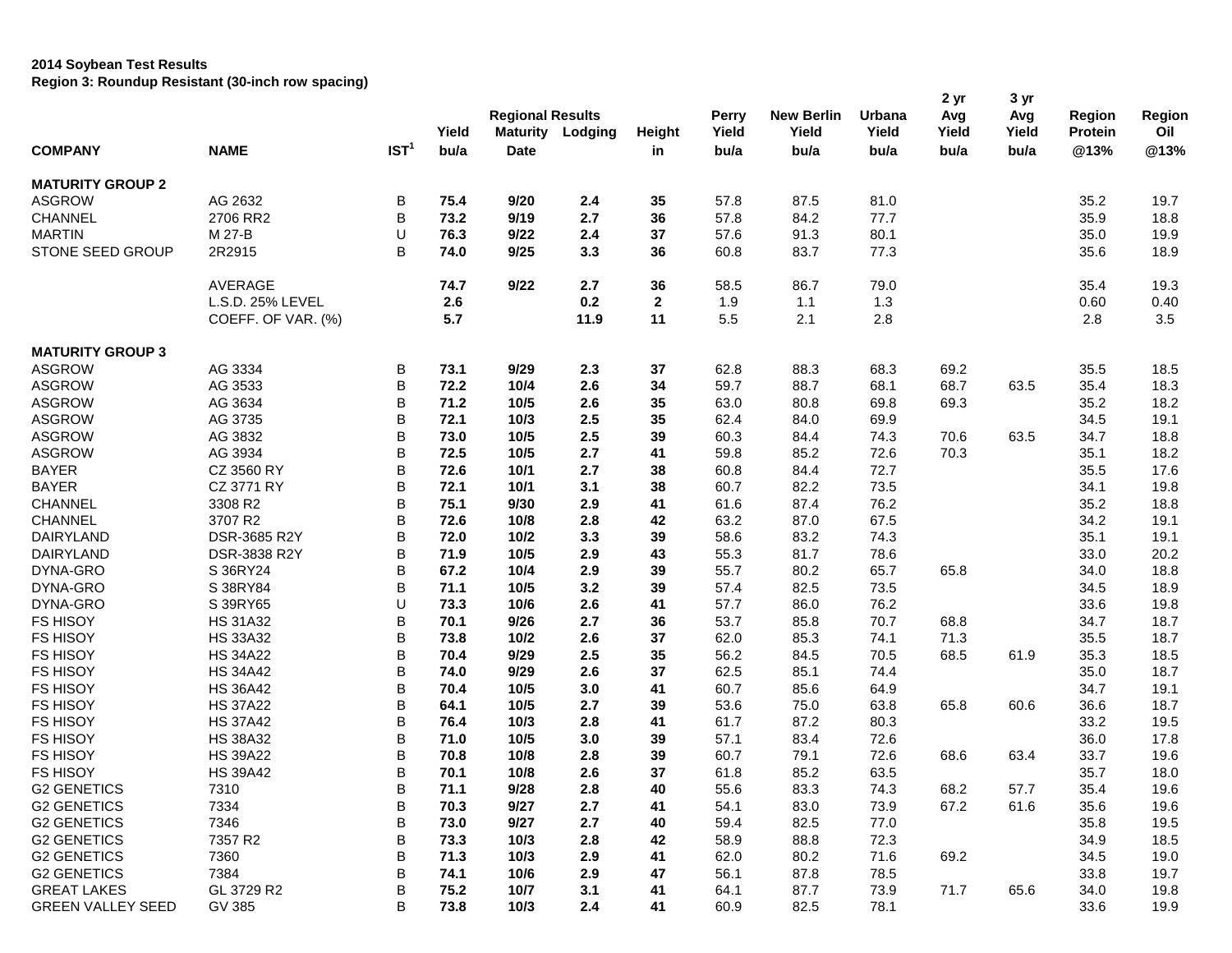**2014 Soybean Test Results**
**Region 3: Roundup Resistant (30-inch row spacing)**

| COMPANY | NAME | IST[1] | Yield bu/a | Regional Results Maturity Date | Lodging | Height in | Perry Yield bu/a | New Berlin Yield bu/a | Urbana Yield bu/a | 2 yr Avg Yield bu/a | 3 yr Avg Yield bu/a | Region Protein @13% | Region Oil @13% |
|---|---|---|---|---|---|---|---|---|---|---|---|---|---|
| **MATURITY GROUP 2** | | | | | | | | | | | | | |
| ASGROW | AG 2632 | B | **75.4** | **9/20** | **2.4** | **35** | 57.8 | 87.5 | 81.0 | | | 35.2 | 19.7 |
| CHANNEL | 2706 RR2 | B | **73.2** | **9/19** | **2.7** | **36** | 57.8 | 84.2 | 77.7 | | | 35.9 | 18.8 |
| MARTIN | M 27-B | U | **76.3** | **9/22** | **2.4** | **37** | 57.6 | 91.3 | 80.1 | | | 35.0 | 19.9 |
| STONE SEED GROUP | 2R2915 | B | **74.0** | **9/25** | **3.3** | **36** | 60.8 | 83.7 | 77.3 | | | 35.6 | 18.9 |
| | AVERAGE | | **74.7** | **9/22** | **2.7** | **36** | 58.5 | 86.7 | 79.0 | | | 35.4 | 19.3 |
| | L.S.D. 25% LEVEL | | **2.6** | | **0.2** | **2** | 1.9 | 1.1 | 1.3 | | | 0.60 | 0.40 |
| | COEFF. OF VAR. (%) | | **5.7** | | **11.9** | **11** | 5.5 | 2.1 | 2.8 | | | 2.8 | 3.5 |
| **MATURITY GROUP 3** | | | | | | | | | | | | | |
| ASGROW | AG 3334 | B | **73.1** | **9/29** | **2.3** | **37** | 62.8 | 88.3 | 68.3 | 69.2 | | 35.5 | 18.5 |
| ASGROW | AG 3533 | B | **72.2** | **10/4** | **2.6** | **34** | 59.7 | 88.7 | 68.1 | 68.7 | 63.5 | 35.4 | 18.3 |
| ASGROW | AG 3634 | B | **71.2** | **10/5** | **2.6** | **35** | 63.0 | 80.8 | 69.8 | 69.3 | | 35.2 | 18.2 |
| ASGROW | AG 3735 | B | **72.1** | **10/3** | **2.5** | **35** | 62.4 | 84.0 | 69.9 | | | 34.5 | 19.1 |
| ASGROW | AG 3832 | B | **73.0** | **10/5** | **2.5** | **39** | 60.3 | 84.4 | 74.3 | 70.6 | 63.5 | 34.7 | 18.8 |
| ASGROW | AG 3934 | B | **72.5** | **10/5** | **2.7** | **41** | 59.8 | 85.2 | 72.6 | 70.3 | | 35.1 | 18.2 |
| BAYER | CZ 3560 RY | B | **72.6** | **10/1** | **2.7** | **38** | 60.8 | 84.4 | 72.7 | | | 35.5 | 17.6 |
| BAYER | CZ 3771 RY | B | **72.1** | **10/1** | **3.1** | **38** | 60.7 | 82.2 | 73.5 | | | 34.1 | 19.8 |
| CHANNEL | 3308 R2 | B | **75.1** | **9/30** | **2.9** | **41** | 61.6 | 87.4 | 76.2 | | | 35.2 | 18.8 |
| CHANNEL | 3707 R2 | B | **72.6** | **10/8** | **2.8** | **42** | 63.2 | 87.0 | 67.5 | | | 34.2 | 19.1 |
| DAIRYLAND | DSR-3685 R2Y | B | **72.0** | **10/2** | **3.3** | **39** | 58.6 | 83.2 | 74.3 | | | 35.1 | 19.1 |
| DAIRYLAND | DSR-3838 R2Y | B | **71.9** | **10/5** | **2.9** | **43** | 55.3 | 81.7 | 78.6 | | | 33.0 | 20.2 |
| DYNA-GRO | S 36RY24 | B | **67.2** | **10/4** | **2.9** | **39** | 55.7 | 80.2 | 65.7 | 65.8 | | 34.0 | 18.8 |
| DYNA-GRO | S 38RY84 | B | **71.1** | **10/5** | **3.2** | **39** | 57.4 | 82.5 | 73.5 | | | 34.5 | 18.9 |
| DYNA-GRO | S 39RY65 | U | **73.3** | **10/6** | **2.6** | **41** | 57.7 | 86.0 | 76.2 | | | 33.6 | 19.8 |
| FS HISOY | HS 31A32 | B | **70.1** | **9/26** | **2.7** | **36** | 53.7 | 85.8 | 70.7 | 68.8 | | 34.7 | 18.7 |
| FS HISOY | HS 33A32 | B | **73.8** | **10/2** | **2.6** | **37** | 62.0 | 85.3 | 74.1 | 71.3 | | 35.5 | 18.7 |
| FS HISOY | HS 34A22 | B | **70.4** | **9/29** | **2.5** | **35** | 56.2 | 84.5 | 70.5 | 68.5 | 61.9 | 35.3 | 18.5 |
| FS HISOY | HS 34A42 | B | **74.0** | **9/29** | **2.6** | **37** | 62.5 | 85.1 | 74.4 | | | 35.0 | 18.7 |
| FS HISOY | HS 36A42 | B | **70.4** | **10/5** | **3.0** | **41** | 60.7 | 85.6 | 64.9 | | | 34.7 | 19.1 |
| FS HISOY | HS 37A22 | B | **64.1** | **10/5** | **2.7** | **39** | 53.6 | 75.0 | 63.8 | 65.8 | 60.6 | 36.6 | 18.7 |
| FS HISOY | HS 37A42 | B | **76.4** | **10/3** | **2.8** | **41** | 61.7 | 87.2 | 80.3 | | | 33.2 | 19.5 |
| FS HISOY | HS 38A32 | B | **71.0** | **10/5** | **3.0** | **39** | 57.1 | 83.4 | 72.6 | | | 36.0 | 17.8 |
| FS HISOY | HS 39A22 | B | **70.8** | **10/8** | **2.8** | **39** | 60.7 | 79.1 | 72.6 | 68.6 | 63.4 | 33.7 | 19.6 |
| FS HISOY | HS 39A42 | B | **70.1** | **10/8** | **2.6** | **37** | 61.8 | 85.2 | 63.5 | | | 35.7 | 18.0 |
| G2 GENETICS | 7310 | B | **71.1** | **9/28** | **2.8** | **40** | 55.6 | 83.3 | 74.3 | 68.2 | 57.7 | 35.4 | 19.6 |
| G2 GENETICS | 7334 | B | **70.3** | **9/27** | **2.7** | **41** | 54.1 | 83.0 | 73.9 | 67.2 | 61.6 | 35.6 | 19.6 |
| G2 GENETICS | 7346 | B | **73.0** | **9/27** | **2.7** | **40** | 59.4 | 82.5 | 77.0 | | | 35.8 | 19.5 |
| G2 GENETICS | 7357 R2 | B | **73.3** | **10/3** | **2.8** | **42** | 58.9 | 88.8 | 72.3 | | | 34.9 | 18.5 |
| G2 GENETICS | 7360 | B | **71.3** | **10/3** | **2.9** | **41** | 62.0 | 80.2 | 71.6 | 69.2 | | 34.5 | 19.0 |
| G2 GENETICS | 7384 | B | **74.1** | **10/6** | **2.9** | **47** | 56.1 | 87.8 | 78.5 | | | 33.8 | 19.7 |
| GREAT LAKES | GL 3729 R2 | B | **75.2** | **10/7** | **3.1** | **41** | 64.1 | 87.7 | 73.9 | 71.7 | 65.6 | 34.0 | 19.8 |
| GREEN VALLEY SEED | GV 385 | B | **73.8** | **10/3** | **2.4** | **41** | 60.9 | 82.5 | 78.1 | | | 33.6 | 19.9 |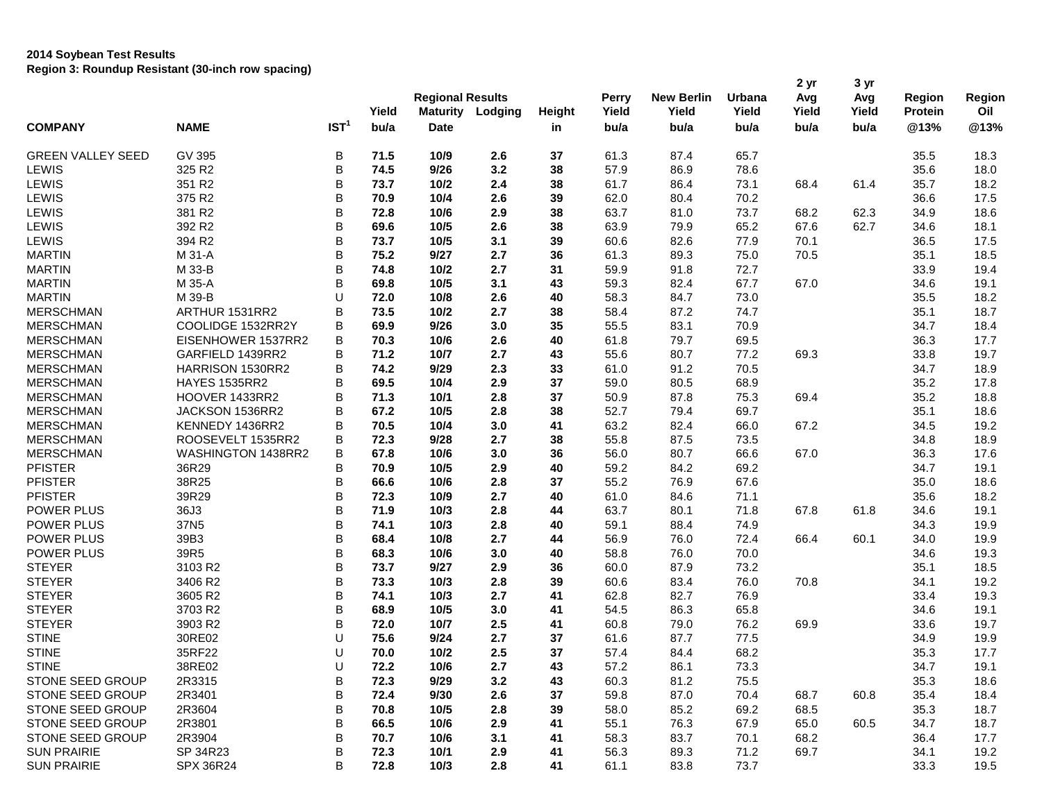**2014 Soybean Test Results**
**Region 3: Roundup Resistant (30-inch row spacing)**

| COMPANY | NAME | IST[1] | Regional Results Yield bu/a | Maturity Date | Lodging | Height in | Perry Yield bu/a | New Berlin Yield bu/a | Urbana Yield bu/a | 2 yr Avg Yield bu/a | 3 yr Avg Yield bu/a | Region Protein @13% | Region Oil @13% |
|---|---|---|---|---|---|---|---|---|---|---|---|---|---|
| GREEN VALLEY SEED | GV 395 | B | **71.5** | **10/9** | **2.6** | **37** | 61.3 | 87.4 | 65.7 | | | 35.5 | 18.3 |
| LEWIS | 325 R2 | B | **74.5** | **9/26** | **3.2** | **38** | 57.9 | 86.9 | 78.6 | | | 35.6 | 18.0 |
| LEWIS | 351 R2 | B | **73.7** | **10/2** | **2.4** | **38** | 61.7 | 86.4 | 73.1 | 68.4 | 61.4 | 35.7 | 18.2 |
| LEWIS | 375 R2 | B | **70.9** | **10/4** | **2.6** | **39** | 62.0 | 80.4 | 70.2 | | | 36.6 | 17.5 |
| LEWIS | 381 R2 | B | **72.8** | **10/6** | **2.9** | **38** | 63.7 | 81.0 | 73.7 | 68.2 | 62.3 | 34.9 | 18.6 |
| LEWIS | 392 R2 | B | **69.6** | **10/5** | **2.6** | **38** | 63.9 | 79.9 | 65.2 | 67.6 | 62.7 | 34.6 | 18.1 |
| LEWIS | 394 R2 | B | **73.7** | **10/5** | **3.1** | **39** | 60.6 | 82.6 | 77.9 | 70.1 | | 36.5 | 17.5 |
| MARTIN | M 31-A | B | **75.2** | **9/27** | **2.7** | **36** | 61.3 | 89.3 | 75.0 | 70.5 | | 35.1 | 18.5 |
| MARTIN | M 33-B | B | **74.8** | **10/2** | **2.7** | **31** | 59.9 | 91.8 | 72.7 | | | 33.9 | 19.4 |
| MARTIN | M 35-A | B | **69.8** | **10/5** | **3.1** | **43** | 59.3 | 82.4 | 67.7 | 67.0 | | 34.6 | 19.1 |
| MARTIN | M 39-B | U | **72.0** | **10/8** | **2.6** | **40** | 58.3 | 84.7 | 73.0 | | | 35.5 | 18.2 |
| MERSCHMAN | ARTHUR 1531RR2 | B | **73.5** | **10/2** | **2.7** | **38** | 58.4 | 87.2 | 74.7 | | | 35.1 | 18.7 |
| MERSCHMAN | COOLIDGE 1532RR2Y | B | **69.9** | **9/26** | **3.0** | **35** | 55.5 | 83.1 | 70.9 | | | 34.7 | 18.4 |
| MERSCHMAN | EISENHOWER 1537RR2 | B | **70.3** | **10/6** | **2.6** | **40** | 61.8 | 79.7 | 69.5 | | | 36.3 | 17.7 |
| MERSCHMAN | GARFIELD 1439RR2 | B | **71.2** | **10/7** | **2.7** | **43** | 55.6 | 80.7 | 77.2 | 69.3 | | 33.8 | 19.7 |
| MERSCHMAN | HARRISON 1530RR2 | B | **74.2** | **9/29** | **2.3** | **33** | 61.0 | 91.2 | 70.5 | | | 34.7 | 18.9 |
| MERSCHMAN | HAYES 1535RR2 | B | **69.5** | **10/4** | **2.9** | **37** | 59.0 | 80.5 | 68.9 | | | 35.2 | 17.8 |
| MERSCHMAN | HOOVER 1433RR2 | B | **71.3** | **10/1** | **2.8** | **37** | 50.9 | 87.8 | 75.3 | 69.4 | | 35.2 | 18.8 |
| MERSCHMAN | JACKSON 1536RR2 | B | **67.2** | **10/5** | **2.8** | **38** | 52.7 | 79.4 | 69.7 | | | 35.1 | 18.6 |
| MERSCHMAN | KENNEDY 1436RR2 | B | **70.5** | **10/4** | **3.0** | **41** | 63.2 | 82.4 | 66.0 | 67.2 | | 34.5 | 19.2 |
| MERSCHMAN | ROOSEVELT 1535RR2 | B | **72.3** | **9/28** | **2.7** | **38** | 55.8 | 87.5 | 73.5 | | | 34.8 | 18.9 |
| MERSCHMAN | WASHINGTON 1438RR2 | B | **67.8** | **10/6** | **3.0** | **36** | 56.0 | 80.7 | 66.6 | 67.0 | | 36.3 | 17.6 |
| PFISTER | 36R29 | B | **70.9** | **10/5** | **2.9** | **40** | 59.2 | 84.2 | 69.2 | | | 34.7 | 19.1 |
| PFISTER | 38R25 | B | **66.6** | **10/6** | **2.8** | **37** | 55.2 | 76.9 | 67.6 | | | 35.0 | 18.6 |
| PFISTER | 39R29 | B | **72.3** | **10/9** | **2.7** | **40** | 61.0 | 84.6 | 71.1 | | | 35.6 | 18.2 |
| POWER PLUS | 36J3 | B | **71.9** | **10/3** | **2.8** | **44** | 63.7 | 80.1 | 71.8 | 67.8 | 61.8 | 34.6 | 19.1 |
| POWER PLUS | 37N5 | B | **74.1** | **10/3** | **2.8** | **40** | 59.1 | 88.4 | 74.9 | | | 34.3 | 19.9 |
| POWER PLUS | 39B3 | B | **68.4** | **10/8** | **2.7** | **44** | 56.9 | 76.0 | 72.4 | 66.4 | 60.1 | 34.0 | 19.9 |
| POWER PLUS | 39R5 | B | **68.3** | **10/6** | **3.0** | **40** | 58.8 | 76.0 | 70.0 | | | 34.6 | 19.3 |
| STEYER | 3103 R2 | B | **73.7** | **9/27** | **2.9** | **36** | 60.0 | 87.9 | 73.2 | | | 35.1 | 18.5 |
| STEYER | 3406 R2 | B | **73.3** | **10/3** | **2.8** | **39** | 60.6 | 83.4 | 76.0 | 70.8 | | 34.1 | 19.2 |
| STEYER | 3605 R2 | B | **74.1** | **10/3** | **2.7** | **41** | 62.8 | 82.7 | 76.9 | | | 33.4 | 19.3 |
| STEYER | 3703 R2 | B | **68.9** | **10/5** | **3.0** | **41** | 54.5 | 86.3 | 65.8 | | | 34.6 | 19.1 |
| STEYER | 3903 R2 | B | **72.0** | **10/7** | **2.5** | **41** | 60.8 | 79.0 | 76.2 | 69.9 | | 33.6 | 19.7 |
| STINE | 30RE02 | U | **75.6** | **9/24** | **2.7** | **37** | 61.6 | 87.7 | 77.5 | | | 34.9 | 19.9 |
| STINE | 35RF22 | U | **70.0** | **10/2** | **2.5** | **37** | 57.4 | 84.4 | 68.2 | | | 35.3 | 17.7 |
| STINE | 38RE02 | U | **72.2** | **10/6** | **2.7** | **43** | 57.2 | 86.1 | 73.3 | | | 34.7 | 19.1 |
| STONE SEED GROUP | 2R3315 | B | **72.3** | **9/29** | **3.2** | **43** | 60.3 | 81.2 | 75.5 | | | 35.3 | 18.6 |
| STONE SEED GROUP | 2R3401 | B | **72.4** | **9/30** | **2.6** | **37** | 59.8 | 87.0 | 70.4 | 68.7 | 60.8 | 35.4 | 18.4 |
| STONE SEED GROUP | 2R3604 | B | **70.8** | **10/5** | **2.8** | **39** | 58.0 | 85.2 | 69.2 | 68.5 | | 35.3 | 18.7 |
| STONE SEED GROUP | 2R3801 | B | **66.5** | **10/6** | **2.9** | **41** | 55.1 | 76.3 | 67.9 | 65.0 | 60.5 | 34.7 | 18.7 |
| STONE SEED GROUP | 2R3904 | B | **70.7** | **10/6** | **3.1** | **41** | 58.3 | 83.7 | 70.1 | 68.2 | | 36.4 | 17.7 |
| SUN PRAIRIE | SP 34R23 | B | **72.3** | **10/1** | **2.9** | **41** | 56.3 | 89.3 | 71.2 | 69.7 | | 34.1 | 19.2 |
| SUN PRAIRIE | SPX 36R24 | B | **72.8** | **10/3** | **2.8** | **41** | 61.1 | 83.8 | 73.7 | | | 33.3 | 19.5 |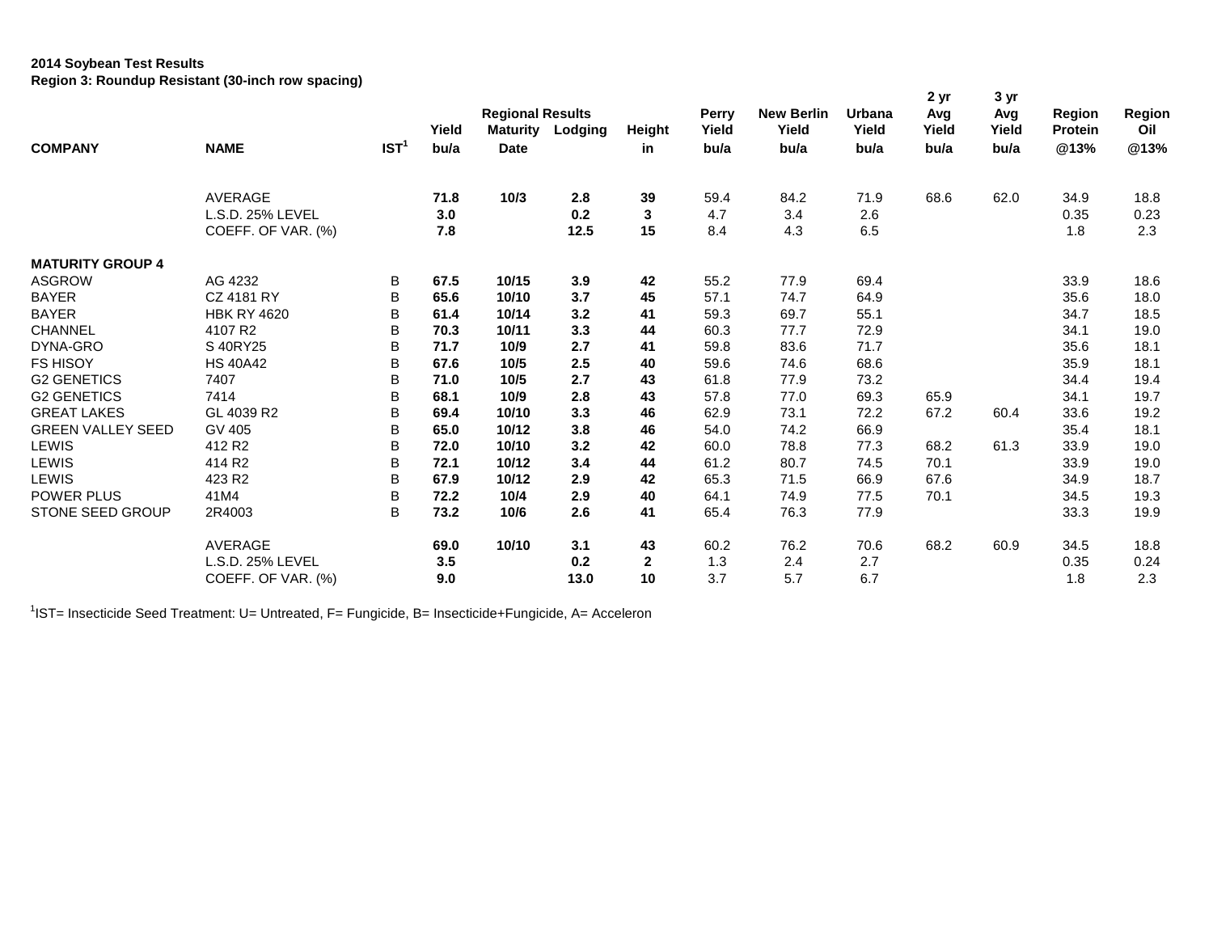**2014 Soybean Test Results**
**Region 3: Roundup Resistant (30-inch row spacing)**

| COMPANY | NAME | IST[1] | Yield bu/a | Regional Results Maturity Date | Lodging | Height in | Perry Yield bu/a | New Berlin Yield bu/a | Urbana Yield bu/a | 2 yr Avg Yield bu/a | 3 yr Avg Yield bu/a | Region Protein @13% | Region Oil @13% |
|---|---|---|---|---|---|---|---|---|---|---|---|---|---|
| | AVERAGE | | **71.8** | **10/3** | **2.8** | **39** | 59.4 | 84.2 | 71.9 | 68.6 | 62.0 | 34.9 | 18.8 |
| | L.S.D. 25% LEVEL | | **3.0** | | **0.2** | **3** | 4.7 | 3.4 | 2.6 | | | 0.35 | 0.23 |
| | COEFF. OF VAR. (%) | | **7.8** | | **12.5** | **15** | 8.4 | 4.3 | 6.5 | | | 1.8 | 2.3 |
| **MATURITY GROUP 4** | | | | | | | | | | | | | |
| ASGROW | AG 4232 | B | **67.5** | **10/15** | **3.9** | **42** | 55.2 | 77.9 | 69.4 | | | 33.9 | 18.6 |
| BAYER | CZ 4181 RY | B | **65.6** | **10/10** | **3.7** | **45** | 57.1 | 74.7 | 64.9 | | | 35.6 | 18.0 |
| BAYER | HBK RY 4620 | B | **61.4** | **10/14** | **3.2** | **41** | 59.3 | 69.7 | 55.1 | | | 34.7 | 18.5 |
| CHANNEL | 4107 R2 | B | **70.3** | **10/11** | **3.3** | **44** | 60.3 | 77.7 | 72.9 | | | 34.1 | 19.0 |
| DYNA-GRO | S 40RY25 | B | **71.7** | **10/9** | **2.7** | **41** | 59.8 | 83.6 | 71.7 | | | 35.6 | 18.1 |
| FS HISOY | HS 40A42 | B | **67.6** | **10/5** | **2.5** | **40** | 59.6 | 74.6 | 68.6 | | | 35.9 | 18.1 |
| G2 GENETICS | 7407 | B | **71.0** | **10/5** | **2.7** | **43** | 61.8 | 77.9 | 73.2 | | | 34.4 | 19.4 |
| G2 GENETICS | 7414 | B | **68.1** | **10/9** | **2.8** | **43** | 57.8 | 77.0 | 69.3 | 65.9 | | 34.1 | 19.7 |
| GREAT LAKES | GL 4039 R2 | B | **69.4** | **10/10** | **3.3** | **46** | 62.9 | 73.1 | 72.2 | 67.2 | 60.4 | 33.6 | 19.2 |
| GREEN VALLEY SEED | GV 405 | B | **65.0** | **10/12** | **3.8** | **46** | 54.0 | 74.2 | 66.9 | | | 35.4 | 18.1 |
| LEWIS | 412 R2 | B | **72.0** | **10/10** | **3.2** | **42** | 60.0 | 78.8 | 77.3 | 68.2 | 61.3 | 33.9 | 19.0 |
| LEWIS | 414 R2 | B | **72.1** | **10/12** | **3.4** | **44** | 61.2 | 80.7 | 74.5 | 70.1 | | 33.9 | 19.0 |
| LEWIS | 423 R2 | B | **67.9** | **10/12** | **2.9** | **42** | 65.3 | 71.5 | 66.9 | 67.6 | | 34.9 | 18.7 |
| POWER PLUS | 41M4 | B | **72.2** | **10/4** | **2.9** | **40** | 64.1 | 74.9 | 77.5 | 70.1 | | 34.5 | 19.3 |
| STONE SEED GROUP | 2R4003 | B | **73.2** | **10/6** | **2.6** | **41** | 65.4 | 76.3 | 77.9 | | | 33.3 | 19.9 |
| | AVERAGE | | **69.0** | **10/10** | **3.1** | **43** | 60.2 | 76.2 | 70.6 | 68.2 | 60.9 | 34.5 | 18.8 |
| | L.S.D. 25% LEVEL | | **3.5** | | **0.2** | **2** | 1.3 | 2.4 | 2.7 | | | 0.35 | 0.24 |
| | COEFF. OF VAR. (%) | | **9.0** | | **13.0** | **10** | 3.7 | 5.7 | 6.7 | | | 1.8 | 2.3 |

[1]IST= Insecticide Seed Treatment: U= Untreated, F= Fungicide, B= Insecticide+Fungicide, A= Acceleron